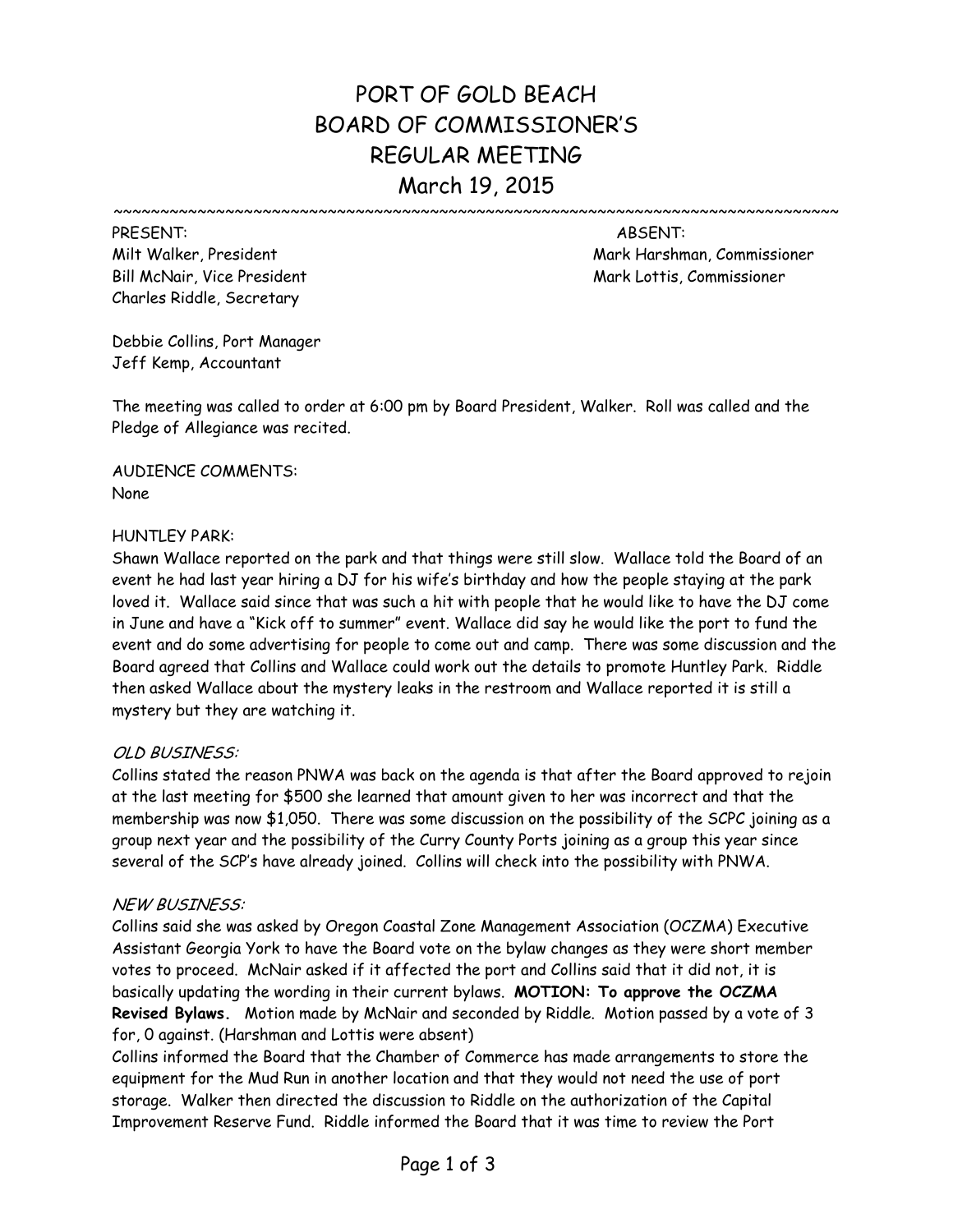# PORT OF GOLD BEACH
# BOARD OF COMMISSIONER'S
# REGULAR MEETING
# March 19, 2015

~~~~~~~~~~~~~~~~~~~~~~~~~~~~~~~~~~~~~~~~~~~~~~~~~~~~~~~~~~~~~~~~~~~~~~~~~~~~~~~~

| PRESENT: | ABSENT: |
|---|---|
| Milt Walker, President | Mark Harshman, Commissioner |
| Bill McNair, Vice President | Mark Lottis, Commissioner |
| Charles Riddle, Secretary | |

Debbie Collins, Port Manager
Jeff Kemp, Accountant

The meeting was called to order at 6:00 pm by Board President, Walker. Roll was called and the Pledge of Allegiance was recited.

AUDIENCE COMMENTS:
None

HUNTLEY PARK:
Shawn Wallace reported on the park and that things were still slow. Wallace told the Board of an event he had last year hiring a DJ for his wife's birthday and how the people staying at the park loved it. Wallace said since that was such a hit with people that he would like to have the DJ come in June and have a "Kick off to summer" event. Wallace did say he would like the port to fund the event and do some advertising for people to come out and camp. There was some discussion and the Board agreed that Collins and Wallace could work out the details to promote Huntley Park. Riddle then asked Wallace about the mystery leaks in the restroom and Wallace reported it is still a mystery but they are watching it.

*OLD BUSINESS:*
Collins stated the reason PNWA was back on the agenda is that after the Board approved to rejoin at the last meeting for $500 she learned that amount given to her was incorrect and that the membership was now $1,050. There was some discussion on the possibility of the SCPC joining as a group next year and the possibility of the Curry County Ports joining as a group this year since several of the SCP's have already joined. Collins will check into the possibility with PNWA.

*NEW BUSINESS:*
Collins said she was asked by Oregon Coastal Zone Management Association (OCZMA) Executive Assistant Georgia York to have the Board vote on the bylaw changes as they were short member votes to proceed. McNair asked if it affected the port and Collins said that it did not, it is basically updating the wording in their current bylaws. **MOTION: To approve the OCZMA Revised Bylaws.** Motion made by McNair and seconded by Riddle. Motion passed by a vote of 3 for, 0 against. (Harshman and Lottis were absent)
Collins informed the Board that the Chamber of Commerce has made arrangements to store the equipment for the Mud Run in another location and that they would not need the use of port storage. Walker then directed the discussion to Riddle on the authorization of the Capital Improvement Reserve Fund. Riddle informed the Board that it was time to review the Port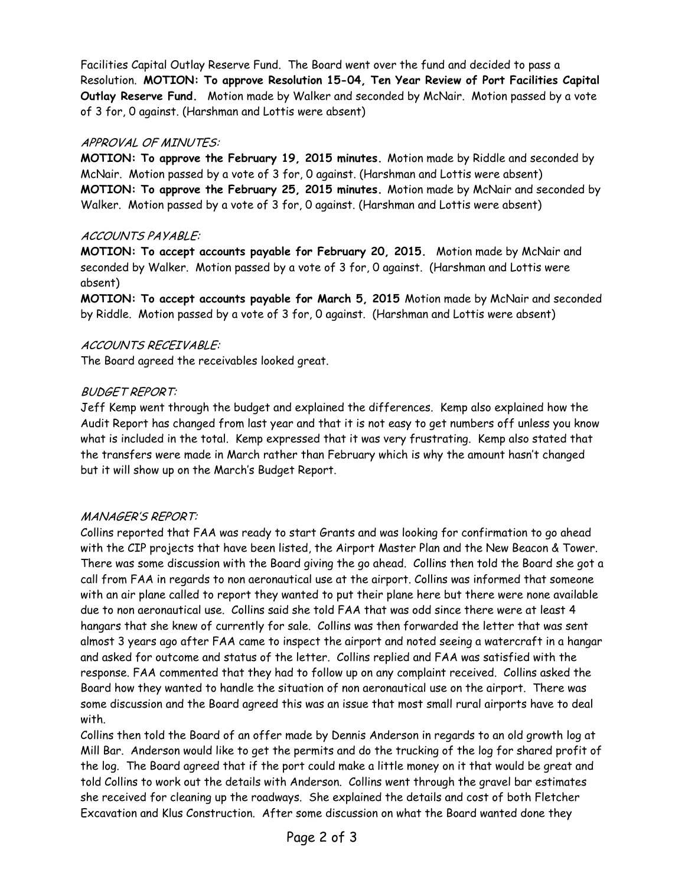Facilities Capital Outlay Reserve Fund. The Board went over the fund and decided to pass a Resolution. **MOTION: To approve Resolution 15-04, Ten Year Review of Port Facilities Capital Outlay Reserve Fund.** Motion made by Walker and seconded by McNair. Motion passed by a vote of 3 for, 0 against. (Harshman and Lottis were absent)

*APPROVAL OF MINUTES:*

**MOTION: To approve the February 19, 2015 minutes.** Motion made by Riddle and seconded by McNair. Motion passed by a vote of 3 for, 0 against. (Harshman and Lottis were absent)
**MOTION: To approve the February 25, 2015 minutes.** Motion made by McNair and seconded by Walker. Motion passed by a vote of 3 for, 0 against. (Harshman and Lottis were absent)

*ACCOUNTS PAYABLE:*

**MOTION: To accept accounts payable for February 20, 2015.** Motion made by McNair and seconded by Walker. Motion passed by a vote of 3 for, 0 against. (Harshman and Lottis were absent)
**MOTION: To accept accounts payable for March 5, 2015** Motion made by McNair and seconded by Riddle. Motion passed by a vote of 3 for, 0 against. (Harshman and Lottis were absent)

*ACCOUNTS RECEIVABLE:*

The Board agreed the receivables looked great.

*BUDGET REPORT:*

Jeff Kemp went through the budget and explained the differences. Kemp also explained how the Audit Report has changed from last year and that it is not easy to get numbers off unless you know what is included in the total. Kemp expressed that it was very frustrating. Kemp also stated that the transfers were made in March rather than February which is why the amount hasn't changed but it will show up on the March's Budget Report.

*MANAGER'S REPORT:*

Collins reported that FAA was ready to start Grants and was looking for confirmation to go ahead with the CIP projects that have been listed, the Airport Master Plan and the New Beacon & Tower. There was some discussion with the Board giving the go ahead. Collins then told the Board she got a call from FAA in regards to non aeronautical use at the airport. Collins was informed that someone with an air plane called to report they wanted to put their plane here but there were none available due to non aeronautical use. Collins said she told FAA that was odd since there were at least 4 hangars that she knew of currently for sale. Collins was then forwarded the letter that was sent almost 3 years ago after FAA came to inspect the airport and noted seeing a watercraft in a hangar and asked for outcome and status of the letter. Collins replied and FAA was satisfied with the response. FAA commented that they had to follow up on any complaint received. Collins asked the Board how they wanted to handle the situation of non aeronautical use on the airport. There was some discussion and the Board agreed this was an issue that most small rural airports have to deal with.

Collins then told the Board of an offer made by Dennis Anderson in regards to an old growth log at Mill Bar. Anderson would like to get the permits and do the trucking of the log for shared profit of the log. The Board agreed that if the port could make a little money on it that would be great and told Collins to work out the details with Anderson. Collins went through the gravel bar estimates she received for cleaning up the roadways. She explained the details and cost of both Fletcher Excavation and Klus Construction. After some discussion on what the Board wanted done they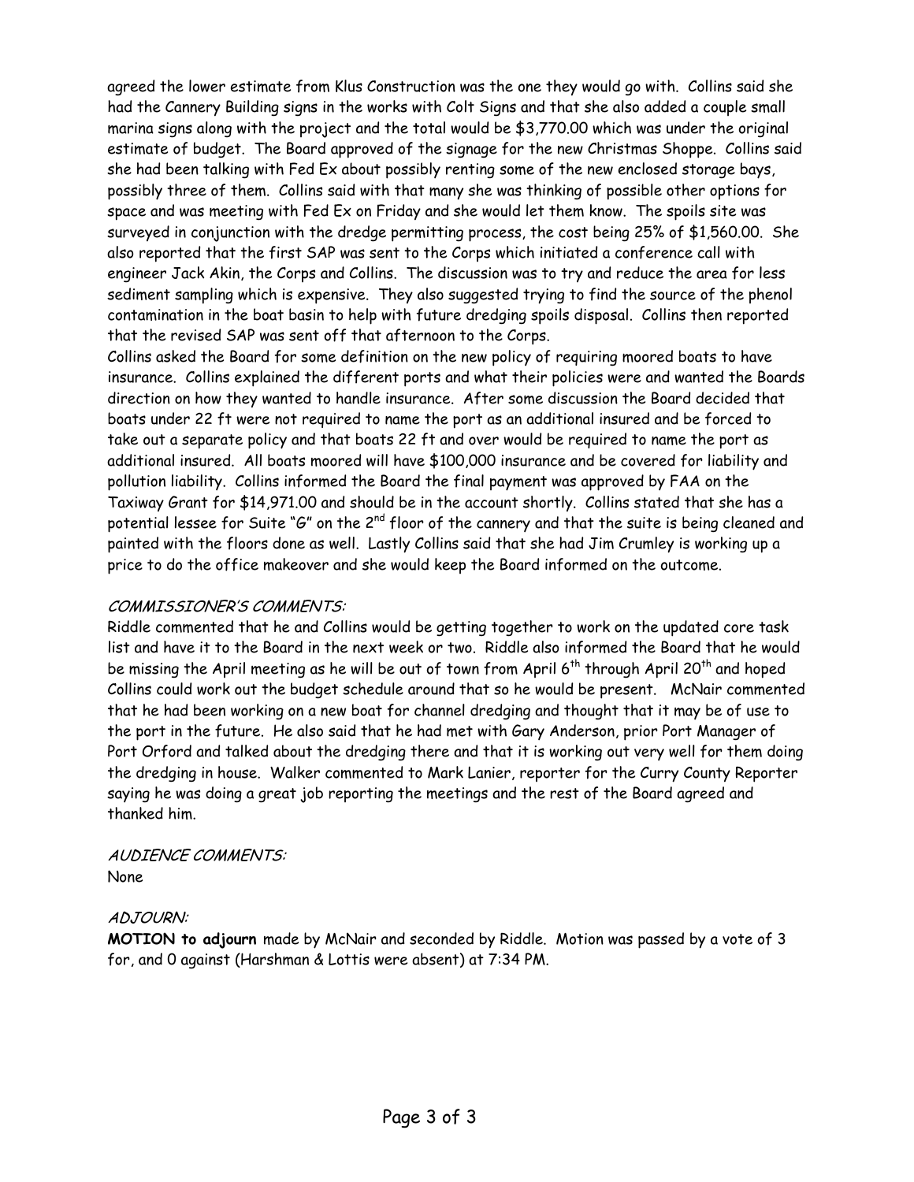agreed the lower estimate from Klus Construction was the one they would go with. Collins said she had the Cannery Building signs in the works with Colt Signs and that she also added a couple small marina signs along with the project and the total would be $3,770.00 which was under the original estimate of budget. The Board approved of the signage for the new Christmas Shoppe. Collins said she had been talking with Fed Ex about possibly renting some of the new enclosed storage bays, possibly three of them. Collins said with that many she was thinking of possible other options for space and was meeting with Fed Ex on Friday and she would let them know. The spoils site was surveyed in conjunction with the dredge permitting process, the cost being 25% of $1,560.00. She also reported that the first SAP was sent to the Corps which initiated a conference call with engineer Jack Akin, the Corps and Collins. The discussion was to try and reduce the area for less sediment sampling which is expensive. They also suggested trying to find the source of the phenol contamination in the boat basin to help with future dredging spoils disposal. Collins then reported that the revised SAP was sent off that afternoon to the Corps.

Collins asked the Board for some definition on the new policy of requiring moored boats to have insurance. Collins explained the different ports and what their policies were and wanted the Boards direction on how they wanted to handle insurance. After some discussion the Board decided that boats under 22 ft were not required to name the port as an additional insured and be forced to take out a separate policy and that boats 22 ft and over would be required to name the port as additional insured. All boats moored will have $100,000 insurance and be covered for liability and pollution liability. Collins informed the Board the final payment was approved by FAA on the Taxiway Grant for $14,971.00 and should be in the account shortly. Collins stated that she has a potential lessee for Suite "G" on the 2nd floor of the cannery and that the suite is being cleaned and painted with the floors done as well. Lastly Collins said that she had Jim Crumley is working up a price to do the office makeover and she would keep the Board informed on the outcome.

*COMMISSIONER'S COMMENTS:*

Riddle commented that he and Collins would be getting together to work on the updated core task list and have it to the Board in the next week or two. Riddle also informed the Board that he would be missing the April meeting as he will be out of town from April 6th through April 20th and hoped Collins could work out the budget schedule around that so he would be present. McNair commented that he had been working on a new boat for channel dredging and thought that it may be of use to the port in the future. He also said that he had met with Gary Anderson, prior Port Manager of Port Orford and talked about the dredging there and that it is working out very well for them doing the dredging in house. Walker commented to Mark Lanier, reporter for the Curry County Reporter saying he was doing a great job reporting the meetings and the rest of the Board agreed and thanked him.

*AUDIENCE COMMENTS:*

None

*ADJOURN:*

**MOTION to adjourn** made by McNair and seconded by Riddle. Motion was passed by a vote of 3 for, and 0 against (Harshman & Lottis were absent) at 7:34 PM.